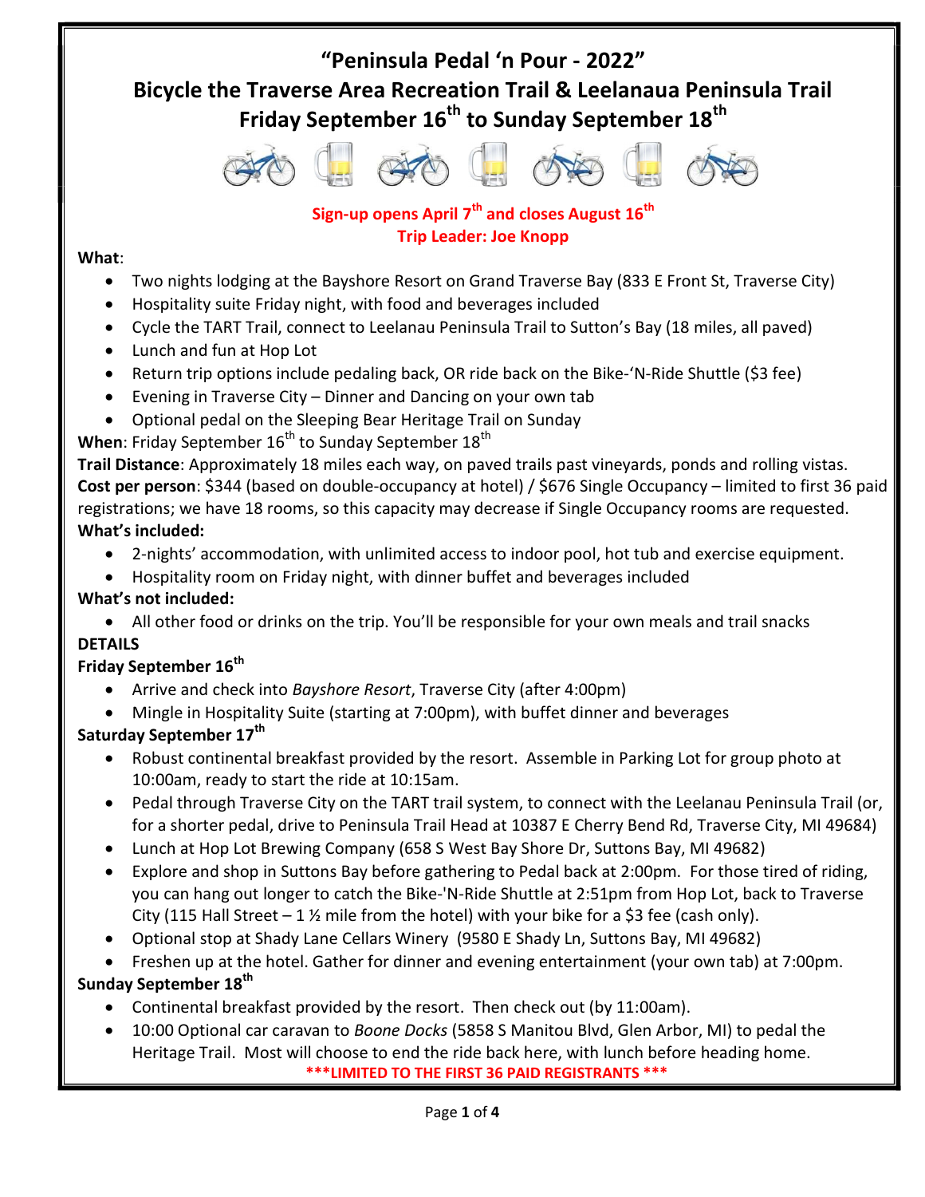# "Peninsula Pedal 'n Pour - 2022"

## Bicycle the Traverse Area Recreation Trail & Leelanaua Peninsula Trail

## Friday September 16th to Sunday September 18th

**Sign-up opens April 7th and closes August 16th**

**Trip Leader: Joe Knopp**

**What**:

- Two nights lodging at the Bayshore Resort on Grand Traverse Bay (833 E Front St, Traverse City)
- Hospitality suite Friday night, with food and beverages included
- Cycle the TART Trail, connect to Leelanau Peninsula Trail to Sutton's Bay (18 miles, all paved)
- Lunch and fun at Hop Lot
- Return trip options include pedaling back, OR ride back on the Bike-'N-Ride Shuttle ($3 fee)
- Evening in Traverse City – Dinner and Dancing on your own tab
- Optional pedal on the Sleeping Bear Heritage Trail on Sunday

**When**: Friday September 16th to Sunday September 18th

**Trail Distance**: Approximately 18 miles each way, on paved trails past vineyards, ponds and rolling vistas.

**Cost per person**: $344 (based on double-occupancy at hotel) / $676 Single Occupancy – limited to first 36 paid registrations; we have 18 rooms, so this capacity may decrease if Single Occupancy rooms are requested.

**What's included:**

- 2-nights' accommodation, with unlimited access to indoor pool, hot tub and exercise equipment.
- Hospitality room on Friday night, with dinner buffet and beverages included

**What's not included:**

- All other food or drinks on the trip. You'll be responsible for your own meals and trail snacks

**DETAILS**

**Friday September 16th**

- Arrive and check into *Bayshore Resort*, Traverse City (after 4:00pm)
- Mingle in Hospitality Suite (starting at 7:00pm), with buffet dinner and beverages

**Saturday September 17th**

- Robust continental breakfast provided by the resort. Assemble in Parking Lot for group photo at 10:00am, ready to start the ride at 10:15am.
- Pedal through Traverse City on the TART trail system, to connect with the Leelanau Peninsula Trail (or, for a shorter pedal, drive to Peninsula Trail Head at 10387 E Cherry Bend Rd, Traverse City, MI 49684)
- Lunch at Hop Lot Brewing Company (658 S West Bay Shore Dr, Suttons Bay, MI 49682)
- Explore and shop in Suttons Bay before gathering to Pedal back at 2:00pm. For those tired of riding, you can hang out longer to catch the Bike-'N-Ride Shuttle at 2:51pm from Hop Lot, back to Traverse City (115 Hall Street – 1 ½ mile from the hotel) with your bike for a $3 fee (cash only).
- Optional stop at Shady Lane Cellars Winery (9580 E Shady Ln, Suttons Bay, MI 49682)
- Freshen up at the hotel. Gather for dinner and evening entertainment (your own tab) at 7:00pm.

**Sunday September 18th**

- Continental breakfast provided by the resort. Then check out (by 11:00am).
- 10:00 Optional car caravan to *Boone Docks* (5858 S Manitou Blvd, Glen Arbor, MI) to pedal the Heritage Trail. Most will choose to end the ride back here, with lunch before heading home.

**\*\*\*LIMITED TO THE FIRST 36 PAID REGISTRANTS \*\*\***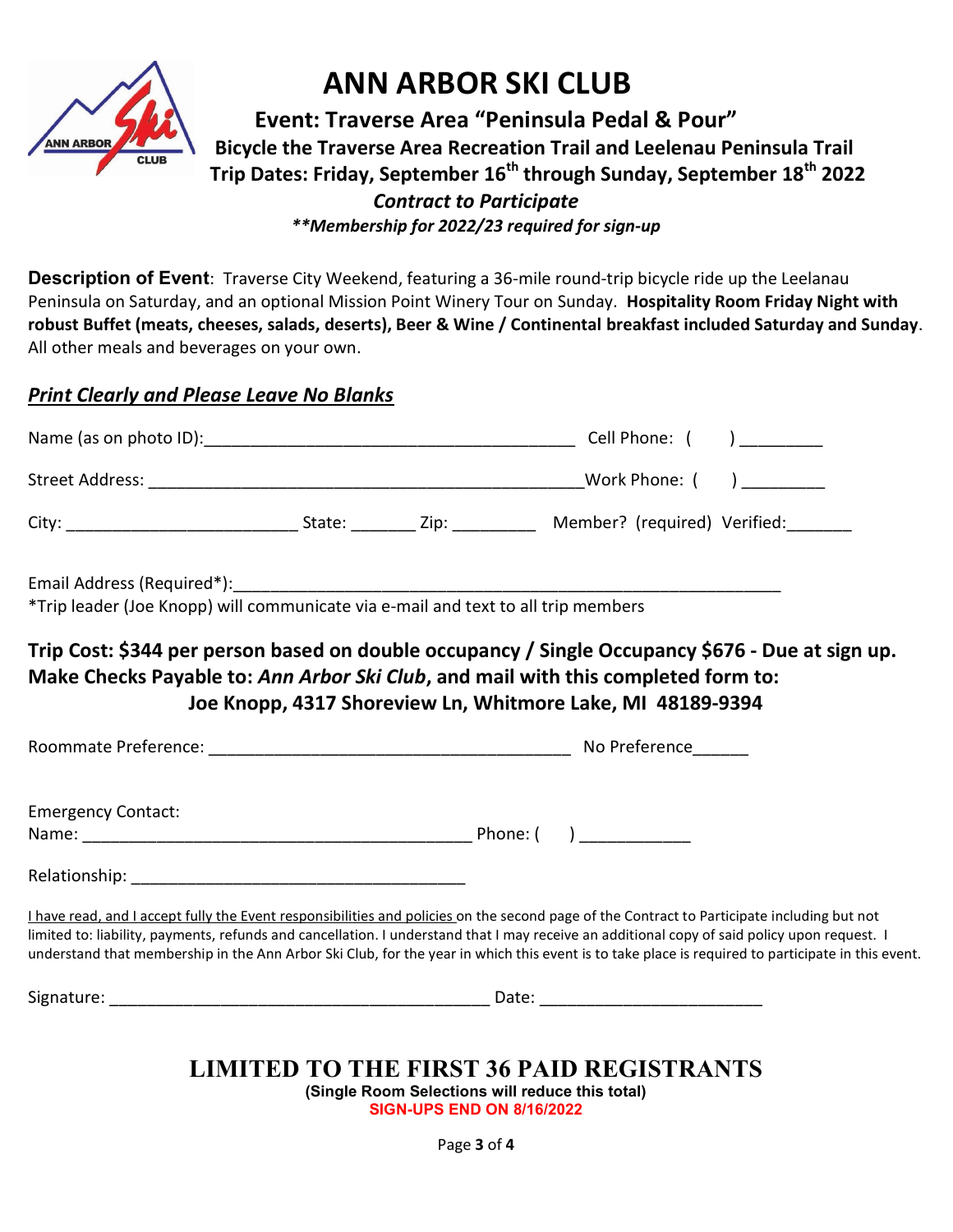# ANN ARBOR SKI CLUB

**Event: Traverse Area "Peninsula Pedal & Pour"**

**Bicycle the Traverse Area Recreation Trail and Leelenau Peninsula Trail**

**Trip Dates: Friday, September 16th through Sunday, September 18th 2022**

***Contract to Participate***

***\*\*Membership for 2022/23 required for sign-up***

**Description of Event**: Traverse City Weekend, featuring a 36-mile round-trip bicycle ride up the Leelanau Peninsula on Saturday, and an optional Mission Point Winery Tour on Sunday. **Hospitality Room Friday Night with robust Buffet (meats, cheeses, salads, deserts), Beer & Wine / Continental breakfast included Saturday and Sunday**. All other meals and beverages on your own.

***Print Clearly and Please Leave No Blanks***

Name (as on photo ID):________________________________________ Cell Phone: ( ) _________

Street Address: ________________________________________________Work Phone: ( ) _________

City: _________________________ State: _______ Zip: _________ Member? (required) Verified:_______

Email Address (Required*):_______________________________________________________________

*Trip leader (Joe Knopp) will communicate via e-mail and text to all trip members

**Trip Cost: $344 per person based on double occupancy / Single Occupancy $676 - Due at sign up.**
**Make Checks Payable to: *Ann Arbor Ski Club*, and mail with this completed form to:**
**Joe Knopp, 4317 Shoreview Ln, Whitmore Lake, MI 48189-9394**

Roommate Preference: ________________________________________ No Preference______

Emergency Contact:
Name: __________________________________________ Phone: ( ) ____________

Relationship: ____________________________________

I have read, and I accept fully the Event responsibilities and policies on the second page of the Contract to Participate including but not limited to: liability, payments, refunds and cancellation. I understand that I may receive an additional copy of said policy upon request. I understand that membership in the Ann Arbor Ski Club, for the year in which this event is to take place is required to participate in this event.

Signature: __________________________________________ Date: ________________________

**LIMITED TO THE FIRST 36 PAID REGISTRANTS**

**(Single Room Selections will reduce this total)**

**SIGN-UPS END ON 8/16/2022**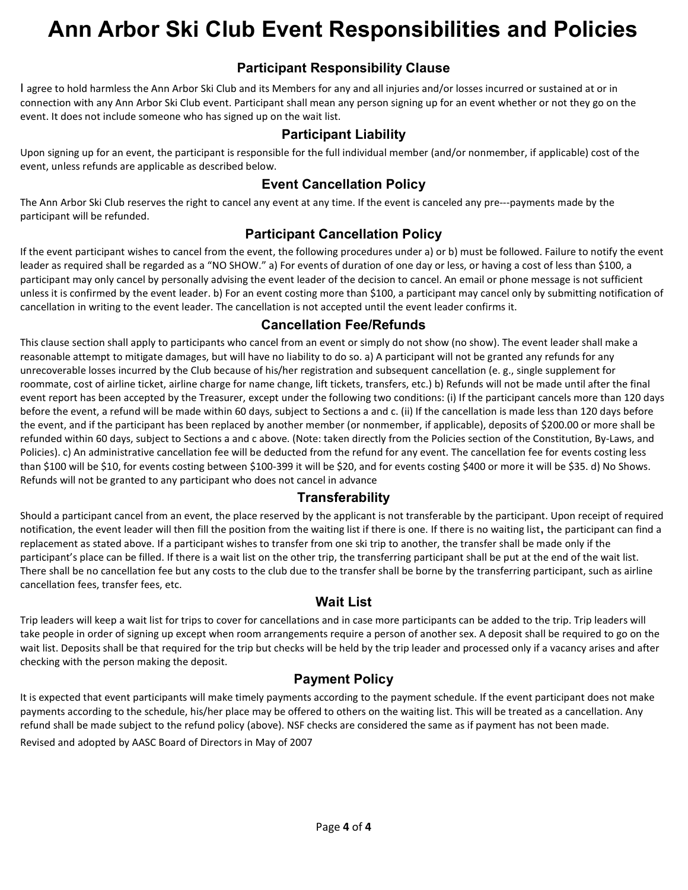# Ann Arbor Ski Club Event Responsibilities and Policies

## Participant Responsibility Clause

I agree to hold harmless the Ann Arbor Ski Club and its Members for any and all injuries and/or losses incurred or sustained at or in connection with any Ann Arbor Ski Club event. Participant shall mean any person signing up for an event whether or not they go on the event. It does not include someone who has signed up on the wait list.

## Participant Liability

Upon signing up for an event, the participant is responsible for the full individual member (and/or nonmember, if applicable) cost of the event, unless refunds are applicable as described below.

## Event Cancellation Policy

The Ann Arbor Ski Club reserves the right to cancel any event at any time. If the event is canceled any pre---payments made by the participant will be refunded.

## Participant Cancellation Policy

If the event participant wishes to cancel from the event, the following procedures under a) or b) must be followed. Failure to notify the event leader as required shall be regarded as a "NO SHOW." a) For events of duration of one day or less, or having a cost of less than $100, a participant may only cancel by personally advising the event leader of the decision to cancel. An email or phone message is not sufficient unless it is confirmed by the event leader. b) For an event costing more than $100, a participant may cancel only by submitting notification of cancellation in writing to the event leader. The cancellation is not accepted until the event leader confirms it.

## Cancellation Fee/Refunds

This clause section shall apply to participants who cancel from an event or simply do not show (no show). The event leader shall make a reasonable attempt to mitigate damages, but will have no liability to do so. a) A participant will not be granted any refunds for any unrecoverable losses incurred by the Club because of his/her registration and subsequent cancellation (e. g., single supplement for roommate, cost of airline ticket, airline charge for name change, lift tickets, transfers, etc.) b) Refunds will not be made until after the final event report has been accepted by the Treasurer, except under the following two conditions: (i) If the participant cancels more than 120 days before the event, a refund will be made within 60 days, subject to Sections a and c. (ii) If the cancellation is made less than 120 days before the event, and if the participant has been replaced by another member (or nonmember, if applicable), deposits of $200.00 or more shall be refunded within 60 days, subject to Sections a and c above. (Note: taken directly from the Policies section of the Constitution, By-Laws, and Policies). c) An administrative cancellation fee will be deducted from the refund for any event. The cancellation fee for events costing less than $100 will be $10, for events costing between $100-399 it will be $20, and for events costing $400 or more it will be $35. d) No Shows. Refunds will not be granted to any participant who does not cancel in advance

## Transferability

Should a participant cancel from an event, the place reserved by the applicant is not transferable by the participant. Upon receipt of required notification, the event leader will then fill the position from the waiting list if there is one. If there is no waiting list, the participant can find a replacement as stated above. If a participant wishes to transfer from one ski trip to another, the transfer shall be made only if the participant's place can be filled. If there is a wait list on the other trip, the transferring participant shall be put at the end of the wait list. There shall be no cancellation fee but any costs to the club due to the transfer shall be borne by the transferring participant, such as airline cancellation fees, transfer fees, etc.

## Wait List

Trip leaders will keep a wait list for trips to cover for cancellations and in case more participants can be added to the trip. Trip leaders will take people in order of signing up except when room arrangements require a person of another sex. A deposit shall be required to go on the wait list. Deposits shall be that required for the trip but checks will be held by the trip leader and processed only if a vacancy arises and after checking with the person making the deposit.

## Payment Policy

It is expected that event participants will make timely payments according to the payment schedule. If the event participant does not make payments according to the schedule, his/her place may be offered to others on the waiting list. This will be treated as a cancellation. Any refund shall be made subject to the refund policy (above). NSF checks are considered the same as if payment has not been made.

Revised and adopted by AASC Board of Directors in May of 2007